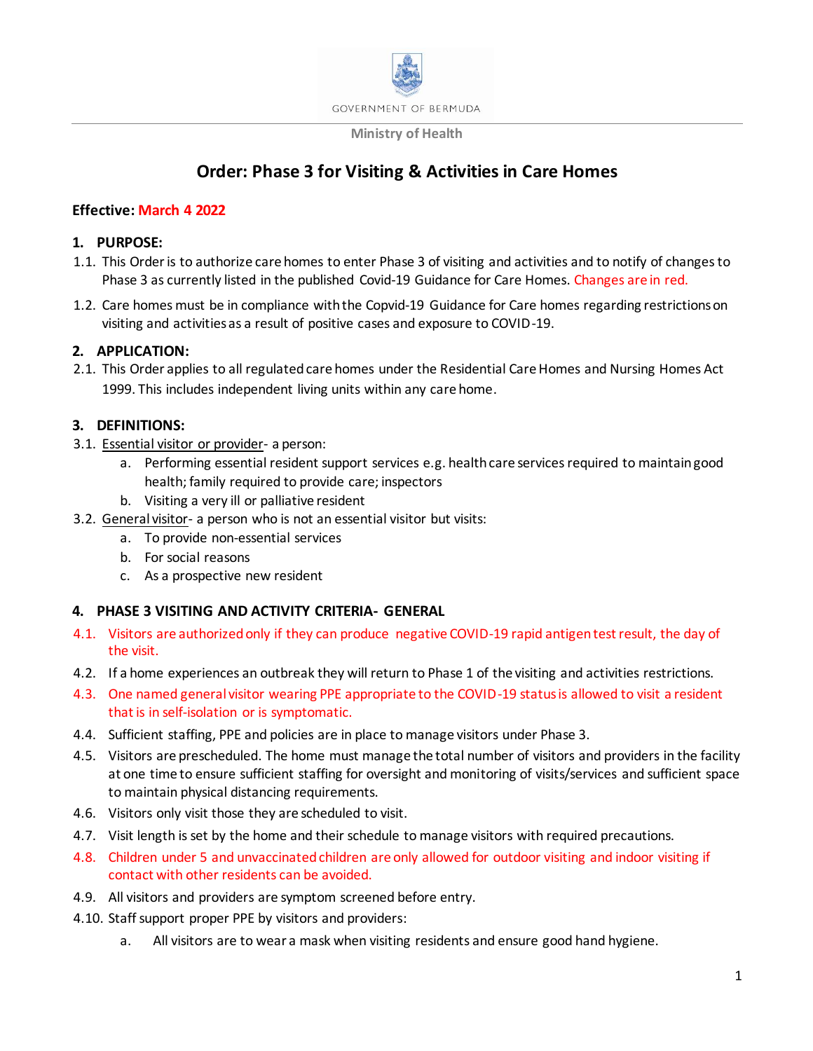GOVERNMENT OF BERMUDA

Ministry of Health

# Order: Phase 3 for Visiting & Activities in Care Homes

**Effective: March 4 2022**

## 1. PURPOSE:

1.1. This Order is to authorize care homes to enter Phase 3 of visiting and activities and to notify of changes to Phase 3 as currently listed in the published Covid-19 Guidance for Care Homes. Changes are in red.

1.2. Care homes must be in compliance with the Copvid-19 Guidance for Care homes regarding restrictions on visiting and activities as a result of positive cases and exposure to COVID-19.

## 2. APPLICATION:

2.1. This Order applies to all regulated care homes under the Residential Care Homes and Nursing Homes Act 1999. This includes independent living units within any care home.

## 3. DEFINITIONS:

3.1. Essential visitor or provider- a person:

   a. Performing essential resident support services e.g. health care services required to maintain good health; family required to provide care; inspectors
   b. Visiting a very ill or palliative resident

3.2. General visitor- a person who is not an essential visitor but visits:

   a. To provide non-essential services
   b. For social reasons
   c. As a prospective new resident

## 4. PHASE 3 VISITING AND ACTIVITY CRITERIA- GENERAL

4.1. Visitors are authorized only if they can produce negative COVID-19 rapid antigen test result, the day of the visit.

4.2. If a home experiences an outbreak they will return to Phase 1 of the visiting and activities restrictions.

4.3. One named general visitor wearing PPE appropriate to the COVID-19 status is allowed to visit a resident that is in self-isolation or is symptomatic.

4.4. Sufficient staffing, PPE and policies are in place to manage visitors under Phase 3.

4.5. Visitors are prescheduled. The home must manage the total number of visitors and providers in the facility at one time to ensure sufficient staffing for oversight and monitoring of visits/services and sufficient space to maintain physical distancing requirements.

4.6. Visitors only visit those they are scheduled to visit.

4.7. Visit length is set by the home and their schedule to manage visitors with required precautions.

4.8. Children under 5 and unvaccinated children are only allowed for outdoor visiting and indoor visiting if contact with other residents can be avoided.

4.9. All visitors and providers are symptom screened before entry.

4.10. Staff support proper PPE by visitors and providers:

   a. All visitors are to wear a mask when visiting residents and ensure good hand hygiene.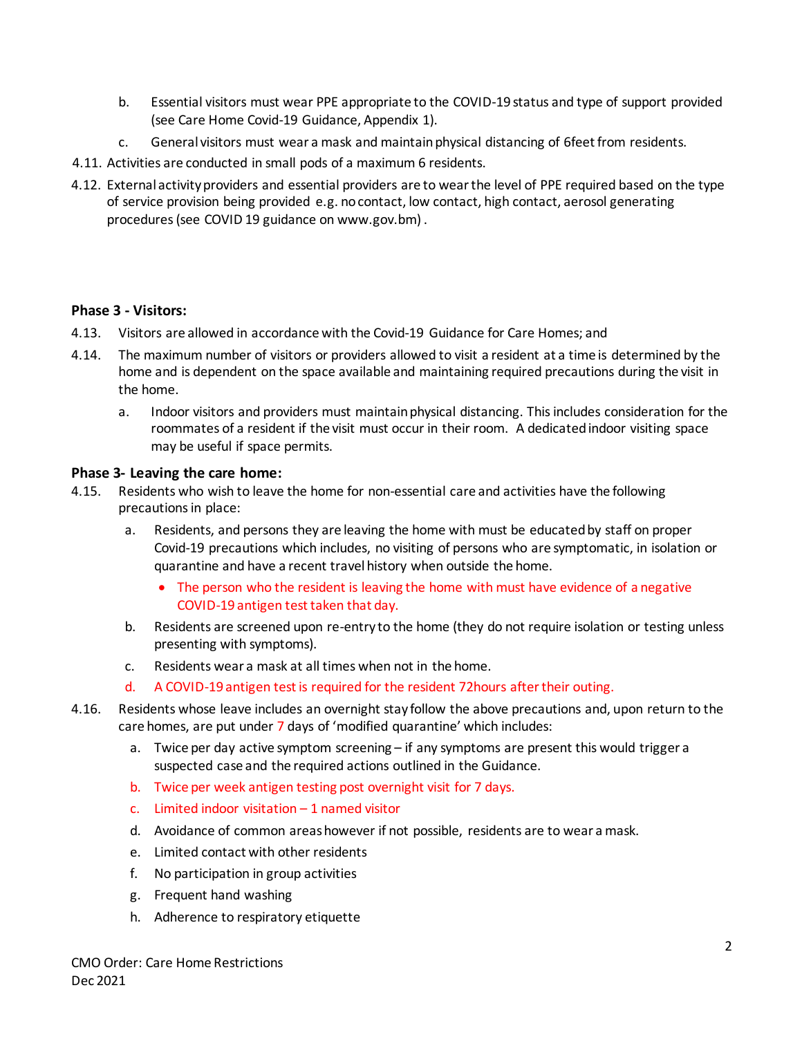b. Essential visitors must wear PPE appropriate to the COVID-19 status and type of support provided (see Care Home Covid-19 Guidance, Appendix 1).

c. General visitors must wear a mask and maintain physical distancing of 6feet from residents.

4.11. Activities are conducted in small pods of a maximum 6 residents.

4.12. External activity providers and essential providers are to wear the level of PPE required based on the type of service provision being provided e.g. no contact, low contact, high contact, aerosol generating procedures (see COVID 19 guidance on www.gov.bm) .

**Phase 3 - Visitors:**

4.13. Visitors are allowed in accordance with the Covid-19 Guidance for Care Homes; and

4.14. The maximum number of visitors or providers allowed to visit a resident at a time is determined by the home and is dependent on the space available and maintaining required precautions during the visit in the home.

a. Indoor visitors and providers must maintain physical distancing. This includes consideration for the roommates of a resident if the visit must occur in their room. A dedicated indoor visiting space may be useful if space permits.

**Phase 3- Leaving the care home:**

4.15. Residents who wish to leave the home for non-essential care and activities have the following precautions in place:

a. Residents, and persons they are leaving the home with must be educated by staff on proper Covid-19 precautions which includes, no visiting of persons who are symptomatic, in isolation or quarantine and have a recent travel history when outside the home.

- The person who the resident is leaving the home with must have evidence of a negative COVID-19 antigen test taken that day.

b. Residents are screened upon re-entry to the home (they do not require isolation or testing unless presenting with symptoms).

c. Residents wear a mask at all times when not in the home.

d. A COVID-19 antigen test is required for the resident 72hours after their outing.

4.16. Residents whose leave includes an overnight stay follow the above precautions and, upon return to the care homes, are put under 7 days of 'modified quarantine' which includes:

a. Twice per day active symptom screening – if any symptoms are present this would trigger a suspected case and the required actions outlined in the Guidance.

b. Twice per week antigen testing post overnight visit for 7 days.

c. Limited indoor visitation – 1 named visitor

d. Avoidance of common areas however if not possible, residents are to wear a mask.

e. Limited contact with other residents

f. No participation in group activities

g. Frequent hand washing

h. Adherence to respiratory etiquette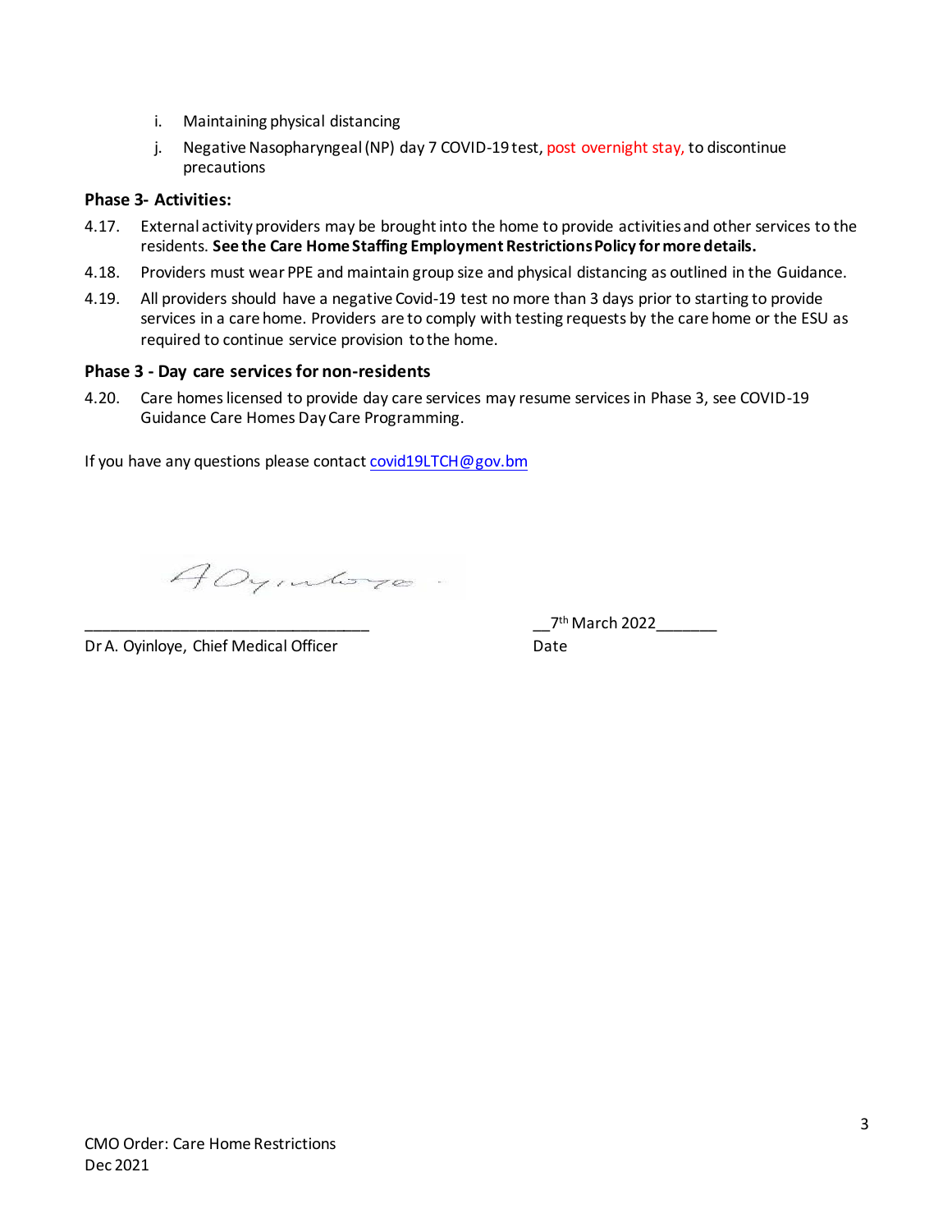i. Maintaining physical distancing

j. Negative Nasopharyngeal (NP) day 7 COVID-19 test, post overnight stay, to discontinue precautions

**Phase 3- Activities:**

4.17. External activity providers may be brought into the home to provide activities and other services to the residents. **See the Care Home Staffing Employment Restrictions Policy for more details.**

4.18. Providers must wear PPE and maintain group size and physical distancing as outlined in the Guidance.

4.19. All providers should have a negative Covid-19 test no more than 3 days prior to starting to provide services in a care home. Providers are to comply with testing requests by the care home or the ESU as required to continue service provision to the home.

**Phase 3 - Day care services for non-residents**

4.20. Care homes licensed to provide day care services may resume services in Phase 3, see COVID-19 Guidance Care Homes Day Care Programming.

If you have any questions please contact covid19LTCH@gov.bm

A Oyinloye

_________________________________ __7th March 2022_______

Dr A. Oyinloye, Chief Medical Officer Date

CMO Order: Care Home Restrictions
Dec 2021